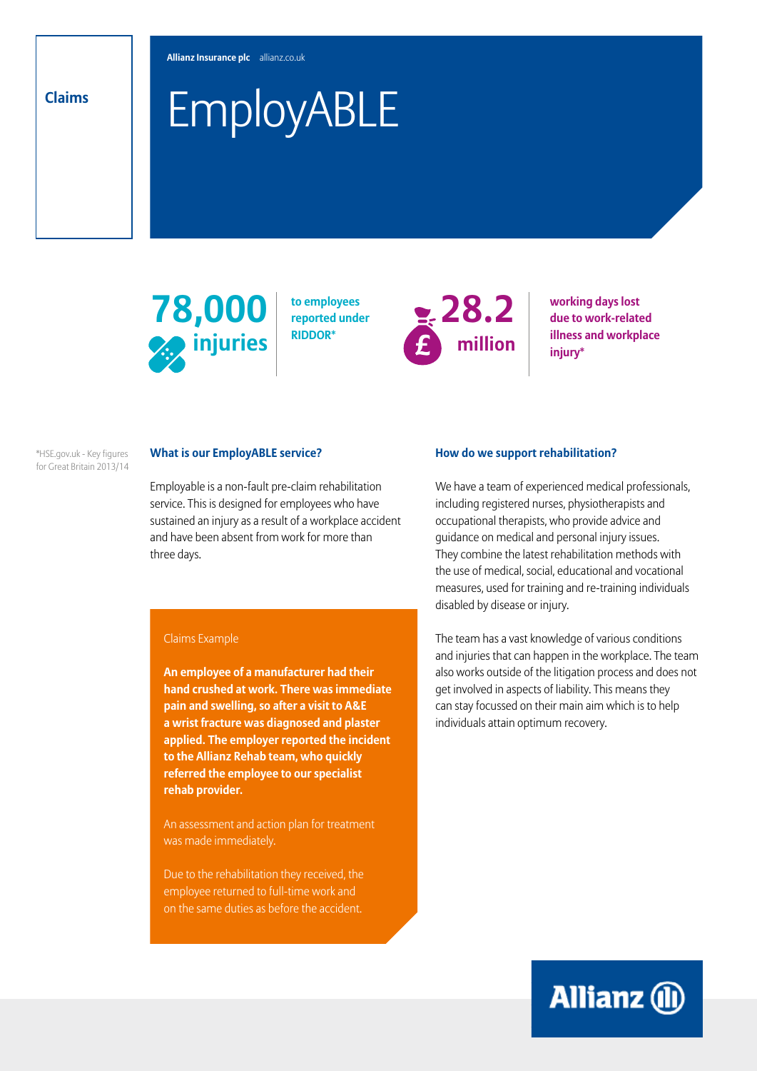Claims

**Allianz Insurance plc** allianz.co.uk

# EmployABLE

**78,000 injuries** to employees reported under RIDDOR*

**28.2 million** working days lost due to work-related illness and workplace injury*

*HSE.gov.uk - Key figures for Great Britain 2013/14

## What is our EmployABLE service?

Employable is a non-fault pre-claim rehabilitation service. This is designed for employees who have sustained an injury as a result of a workplace accident and have been absent from work for more than three days.

### Claims Example

**An employee of a manufacturer had their hand crushed at work. There was immediate pain and swelling, so after a visit to A&E a wrist fracture was diagnosed and plaster applied. The employer reported the incident to the Allianz Rehab team, who quickly referred the employee to our specialist rehab provider.**

An assessment and action plan for treatment was made immediately.

Due to the rehabilitation they received, the employee returned to full-time work and on the same duties as before the accident.

## How do we support rehabilitation?

We have a team of experienced medical professionals, including registered nurses, physiotherapists and occupational therapists, who provide advice and guidance on medical and personal injury issues. They combine the latest rehabilitation methods with the use of medical, social, educational and vocational measures, used for training and re-training individuals disabled by disease or injury.

The team has a vast knowledge of various conditions and injuries that can happen in the workplace. The team also works outside of the litigation process and does not get involved in aspects of liability. This means they can stay focussed on their main aim which is to help individuals attain optimum recovery.

Allianz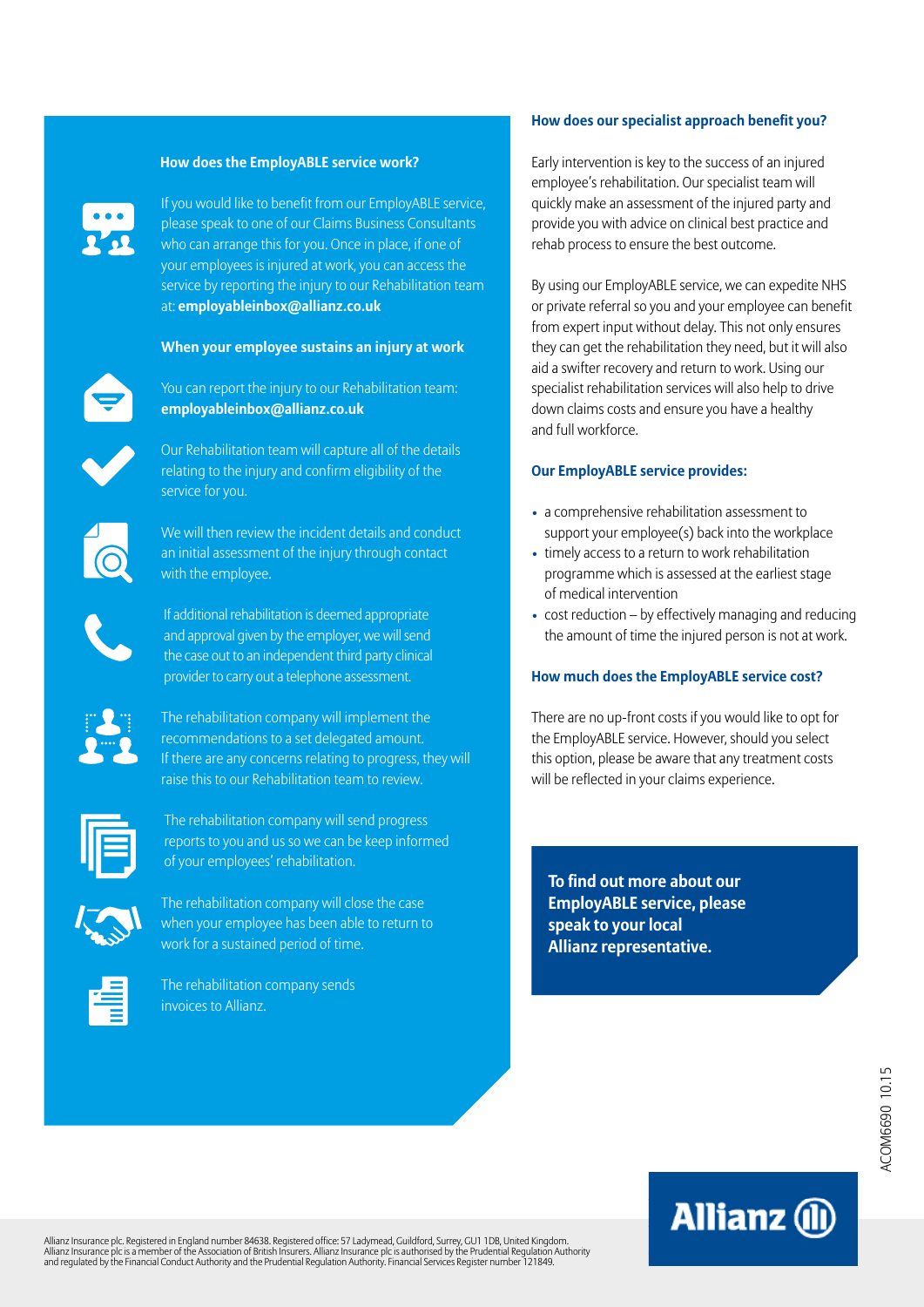## How does the EmployABLE service work?

If you would like to benefit from our EmployABLE service, please speak to one of our Claims Business Consultants who can arrange this for you. Once in place, if one of your employees is injured at work, you can access the service by reporting the injury to our Rehabilitation team at: **employableinbox@allianz.co.uk**

## When your employee sustains an injury at work

You can report the injury to our Rehabilitation team: **employableinbox@allianz.co.uk**

Our Rehabilitation team will capture all of the details relating to the injury and confirm eligibility of the service for you.

We will then review the incident details and conduct an initial assessment of the injury through contact with the employee.

If additional rehabilitation is deemed appropriate and approval given by the employer, we will send the case out to an independent third party clinical provider to carry out a telephone assessment.

The rehabilitation company will implement the recommendations to a set delegated amount. If there are any concerns relating to progress, they will raise this to our Rehabilitation team to review.

The rehabilitation company will send progress reports to you and us so we can be keep informed of your employees' rehabilitation.

The rehabilitation company will close the case when your employee has been able to return to work for a sustained period of time.

The rehabilitation company sends invoices to Allianz.

## How does our specialist approach benefit you?

Early intervention is key to the success of an injured employee's rehabilitation. Our specialist team will quickly make an assessment of the injured party and provide you with advice on clinical best practice and rehab process to ensure the best outcome.

By using our EmployABLE service, we can expedite NHS or private referral so you and your employee can benefit from expert input without delay. This not only ensures they can get the rehabilitation they need, but it will also aid a swifter recovery and return to work. Using our specialist rehabilitation services will also help to drive down claims costs and ensure you have a healthy and full workforce.

## Our EmployABLE service provides:

- a comprehensive rehabilitation assessment to support your employee(s) back into the workplace
- timely access to a return to work rehabilitation programme which is assessed at the earliest stage of medical intervention
- cost reduction – by effectively managing and reducing the amount of time the injured person is not at work.

## How much does the EmployABLE service cost?

There are no up-front costs if you would like to opt for the EmployABLE service. However, should you select this option, please be aware that any treatment costs will be reflected in your claims experience.

**To find out more about our EmployABLE service, please speak to your local Allianz representative.**

ACOM6690 10.15

Allianz

Allianz Insurance plc. Registered in England number 84638. Registered office: 57 Ladymead, Guildford, Surrey, GU1 1DB, United Kingdom.
Allianz Insurance plc is a member of the Association of British Insurers. Allianz Insurance plc is authorised by the Prudential Regulation Authority and regulated by the Financial Conduct Authority and the Prudential Regulation Authority. Financial Services Register number 121849.